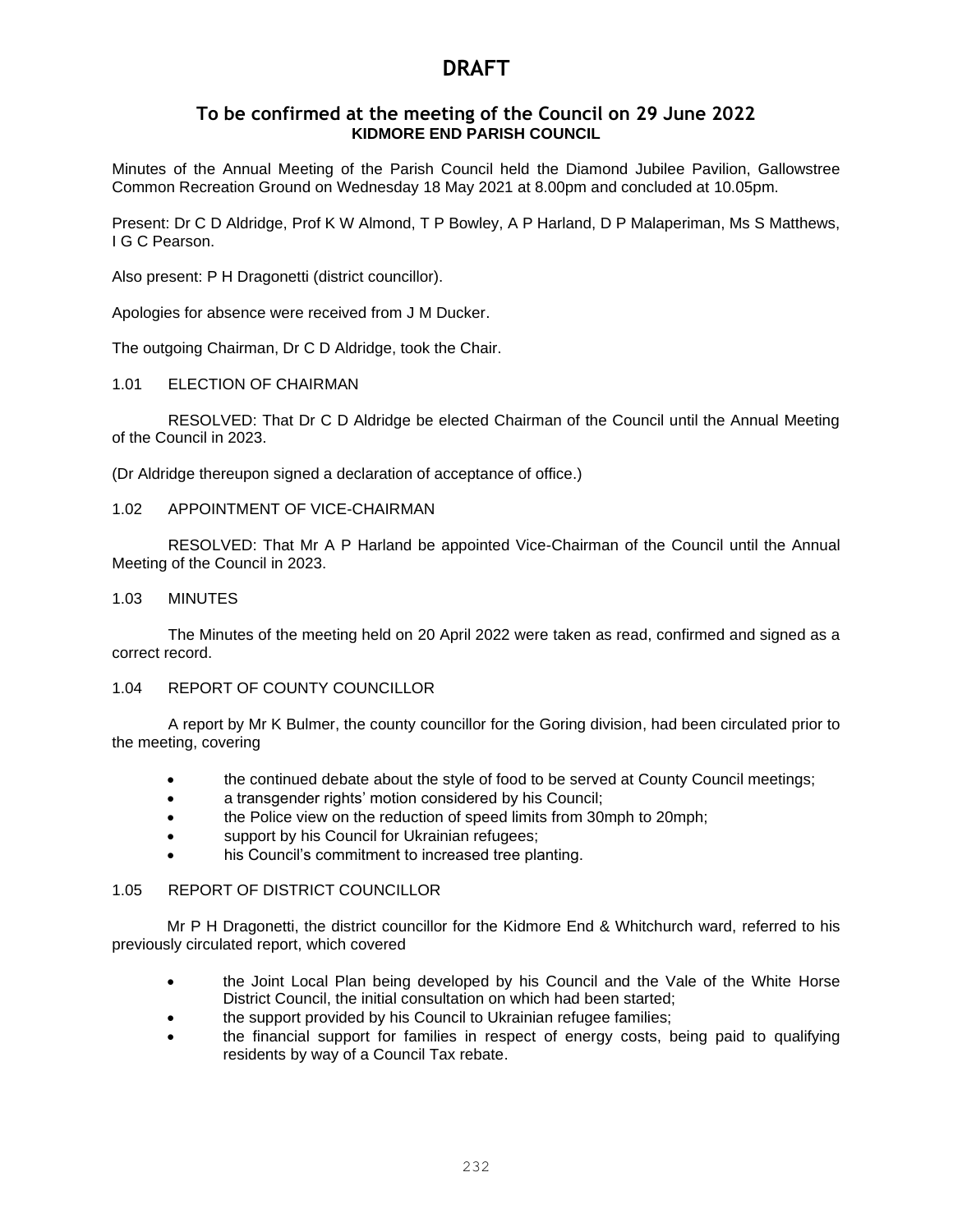# DRAFT

## To be confirmed at the meeting of the Council on 29 June 2022

**KIDMORE END PARISH COUNCIL**

Minutes of the Annual Meeting of the Parish Council held the Diamond Jubilee Pavilion, Gallowstree Common Recreation Ground on Wednesday 18 May 2021 at 8.00pm and concluded at 10.05pm.

Present: Dr C D Aldridge, Prof K W Almond, T P Bowley, A P Harland, D P Malaperiman, Ms S Matthews, I G C Pearson.

Also present: P H Dragonetti (district councillor).

Apologies for absence were received from J M Ducker.

The outgoing Chairman, Dr C D Aldridge, took the Chair.

1.01 ELECTION OF CHAIRMAN

RESOLVED: That Dr C D Aldridge be elected Chairman of the Council until the Annual Meeting of the Council in 2023.

(Dr Aldridge thereupon signed a declaration of acceptance of office.)

1.02 APPOINTMENT OF VICE-CHAIRMAN

RESOLVED: That Mr A P Harland be appointed Vice-Chairman of the Council until the Annual Meeting of the Council in 2023.

1.03 MINUTES

The Minutes of the meeting held on 20 April 2022 were taken as read, confirmed and signed as a correct record.

1.04 REPORT OF COUNTY COUNCILLOR

A report by Mr K Bulmer, the county councillor for the Goring division, had been circulated prior to the meeting, covering

- the continued debate about the style of food to be served at County Council meetings;
- a transgender rights' motion considered by his Council;
- the Police view on the reduction of speed limits from 30mph to 20mph;
- support by his Council for Ukrainian refugees;
- his Council's commitment to increased tree planting.

1.05 REPORT OF DISTRICT COUNCILLOR

Mr P H Dragonetti, the district councillor for the Kidmore End & Whitchurch ward, referred to his previously circulated report, which covered

- the Joint Local Plan being developed by his Council and the Vale of the White Horse District Council, the initial consultation on which had been started;
- the support provided by his Council to Ukrainian refugee families;
- the financial support for families in respect of energy costs, being paid to qualifying residents by way of a Council Tax rebate.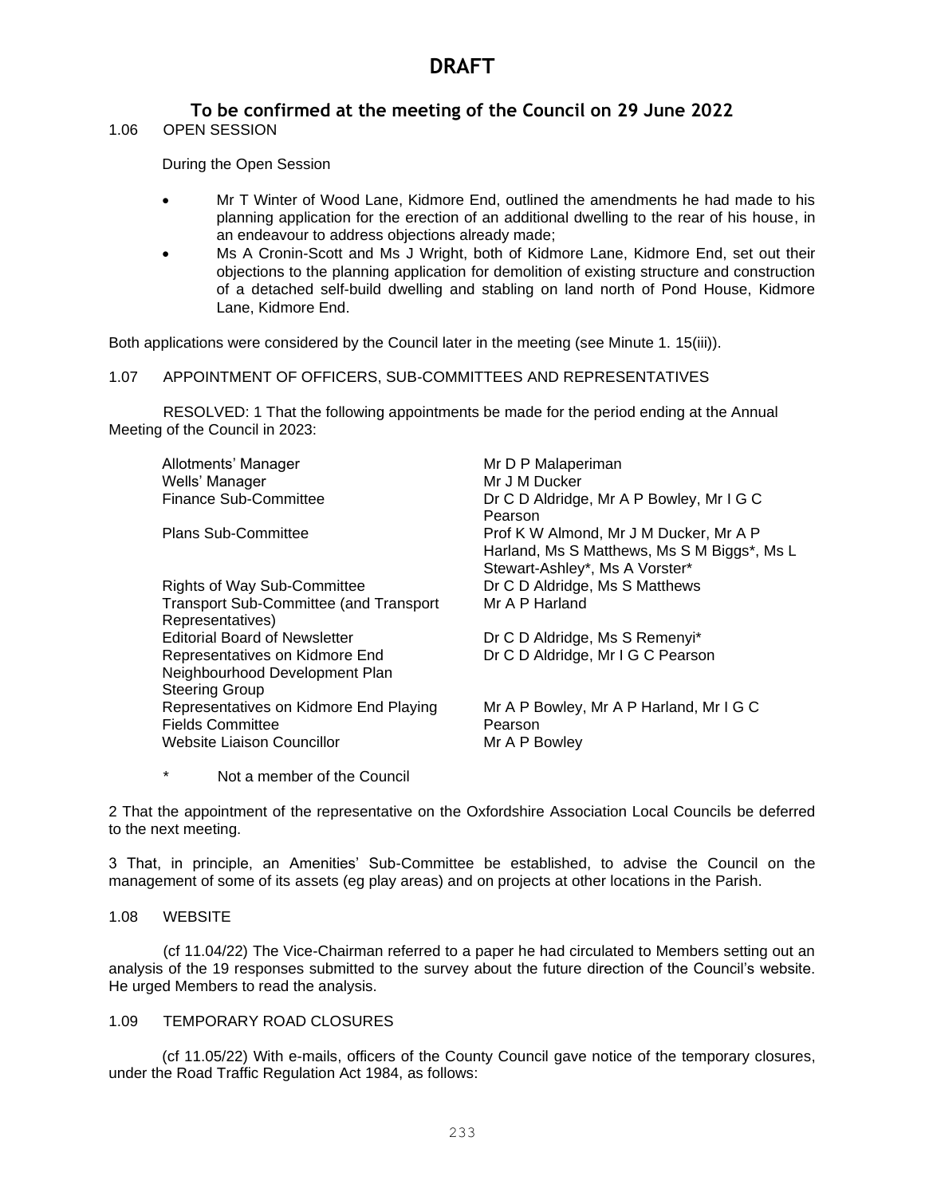# DRAFT

## To be confirmed at the meeting of the Council on 29 June 2022

1.06 OPEN SESSION

During the Open Session

- Mr T Winter of Wood Lane, Kidmore End, outlined the amendments he had made to his planning application for the erection of an additional dwelling to the rear of his house, in an endeavour to address objections already made;
- Ms A Cronin-Scott and Ms J Wright, both of Kidmore Lane, Kidmore End, set out their objections to the planning application for demolition of existing structure and construction of a detached self-build dwelling and stabling on land north of Pond House, Kidmore Lane, Kidmore End.

Both applications were considered by the Council later in the meeting (see Minute 1. 15(iii)).

1.07 APPOINTMENT OF OFFICERS, SUB-COMMITTEES AND REPRESENTATIVES

RESOLVED: 1 That the following appointments be made for the period ending at the Annual Meeting of the Council in 2023:

| | |
|---|---|
| Allotments' Manager | Mr D P Malaperiman |
| Wells' Manager | Mr J M Ducker |
| Finance Sub-Committee | Dr C D Aldridge, Mr A P Bowley, Mr I G C Pearson |
| Plans Sub-Committee | Prof K W Almond, Mr J M Ducker, Mr A P Harland, Ms S Matthews, Ms S M Biggs*, Ms L Stewart-Ashley*, Ms A Vorster* |
| Rights of Way Sub-Committee | Dr C D Aldridge, Ms S Matthews |
| Transport Sub-Committee (and Transport Representatives) | Mr A P Harland |
| Editorial Board of Newsletter | Dr C D Aldridge, Ms S Remenyi* |
| Representatives on Kidmore End Neighbourhood Development Plan Steering Group | Dr C D Aldridge, Mr I G C Pearson |
| Representatives on Kidmore End Playing Fields Committee | Mr A P Bowley, Mr A P Harland, Mr I G C Pearson |
| Website Liaison Councillor | Mr A P Bowley |

\* Not a member of the Council

2 That the appointment of the representative on the Oxfordshire Association Local Councils be deferred to the next meeting.

3 That, in principle, an Amenities' Sub-Committee be established, to advise the Council on the management of some of its assets (eg play areas) and on projects at other locations in the Parish.

1.08 WEBSITE

(cf 11.04/22) The Vice-Chairman referred to a paper he had circulated to Members setting out an analysis of the 19 responses submitted to the survey about the future direction of the Council's website. He urged Members to read the analysis.

1.09 TEMPORARY ROAD CLOSURES

(cf 11.05/22) With e-mails, officers of the County Council gave notice of the temporary closures, under the Road Traffic Regulation Act 1984, as follows: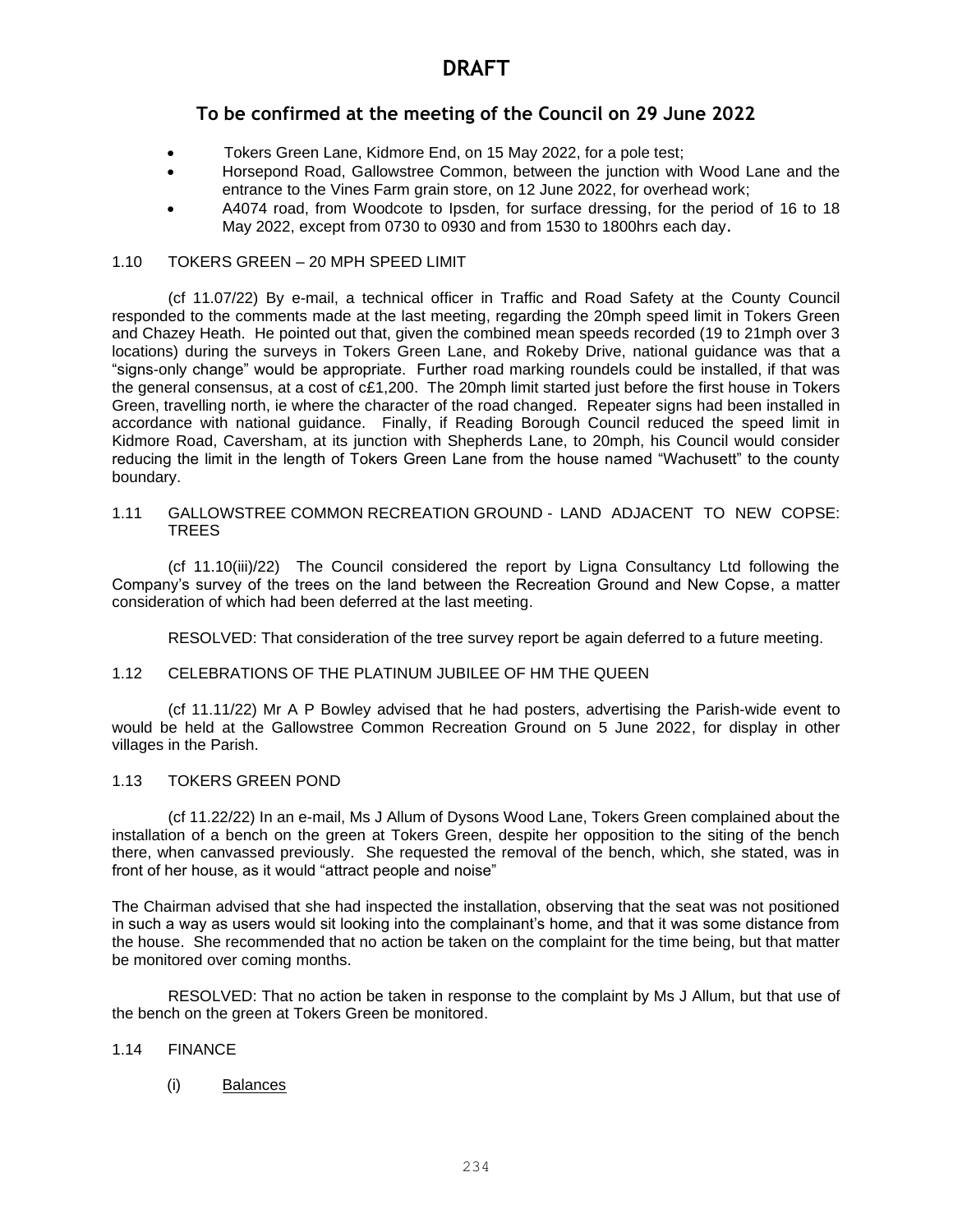# DRAFT

## To be confirmed at the meeting of the Council on 29 June 2022

- Tokers Green Lane, Kidmore End, on 15 May 2022, for a pole test;
- Horsepond Road, Gallowstree Common, between the junction with Wood Lane and the entrance to the Vines Farm grain store, on 12 June 2022, for overhead work;
- A4074 road, from Woodcote to Ipsden, for surface dressing, for the period of 16 to 18 May 2022, except from 0730 to 0930 and from 1530 to 1800hrs each day.

1.10 TOKERS GREEN – 20 MPH SPEED LIMIT

(cf 11.07/22) By e-mail, a technical officer in Traffic and Road Safety at the County Council responded to the comments made at the last meeting, regarding the 20mph speed limit in Tokers Green and Chazey Heath. He pointed out that, given the combined mean speeds recorded (19 to 21mph over 3 locations) during the surveys in Tokers Green Lane, and Rokeby Drive, national guidance was that a "signs-only change" would be appropriate. Further road marking roundels could be installed, if that was the general consensus, at a cost of c£1,200. The 20mph limit started just before the first house in Tokers Green, travelling north, ie where the character of the road changed. Repeater signs had been installed in accordance with national guidance. Finally, if Reading Borough Council reduced the speed limit in Kidmore Road, Caversham, at its junction with Shepherds Lane, to 20mph, his Council would consider reducing the limit in the length of Tokers Green Lane from the house named "Wachusett" to the county boundary.

1.11 GALLOWSTREE COMMON RECREATION GROUND - LAND ADJACENT TO NEW COPSE: TREES

(cf 11.10(iii)/22) The Council considered the report by Ligna Consultancy Ltd following the Company's survey of the trees on the land between the Recreation Ground and New Copse, a matter consideration of which had been deferred at the last meeting.

RESOLVED: That consideration of the tree survey report be again deferred to a future meeting.

1.12 CELEBRATIONS OF THE PLATINUM JUBILEE OF HM THE QUEEN

(cf 11.11/22) Mr A P Bowley advised that he had posters, advertising the Parish-wide event to would be held at the Gallowstree Common Recreation Ground on 5 June 2022, for display in other villages in the Parish.

1.13 TOKERS GREEN POND

(cf 11.22/22) In an e-mail, Ms J Allum of Dysons Wood Lane, Tokers Green complained about the installation of a bench on the green at Tokers Green, despite her opposition to the siting of the bench there, when canvassed previously. She requested the removal of the bench, which, she stated, was in front of her house, as it would "attract people and noise"

The Chairman advised that she had inspected the installation, observing that the seat was not positioned in such a way as users would sit looking into the complainant's home, and that it was some distance from the house. She recommended that no action be taken on the complaint for the time being, but that matter be monitored over coming months.

RESOLVED: That no action be taken in response to the complaint by Ms J Allum, but that use of the bench on the green at Tokers Green be monitored.

1.14 FINANCE

(i) <u>Balances</u>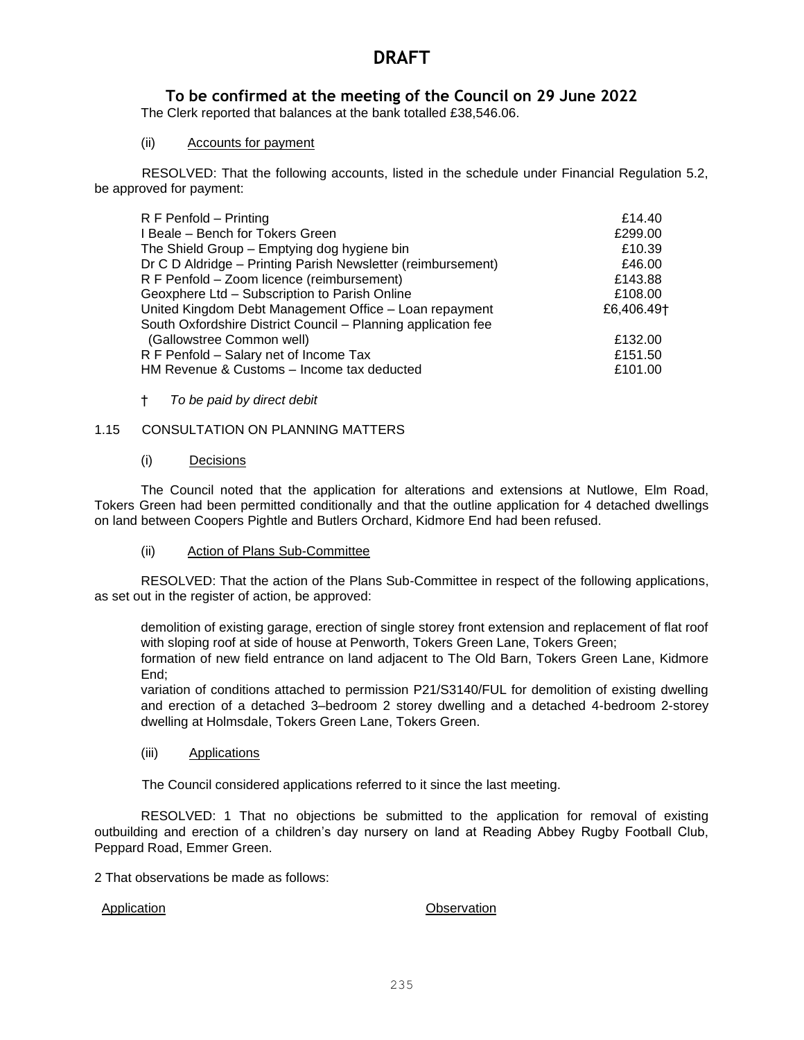# DRAFT

## To be confirmed at the meeting of the Council on 29 June 2022

The Clerk reported that balances at the bank totalled £38,546.06.

(ii) Accounts for payment

RESOLVED: That the following accounts, listed in the schedule under Financial Regulation 5.2, be approved for payment:

| | |
|---|---|
| R F Penfold – Printing | £14.40 |
| I Beale – Bench for Tokers Green | £299.00 |
| The Shield Group – Emptying dog hygiene bin | £10.39 |
| Dr C D Aldridge – Printing Parish Newsletter (reimbursement) | £46.00 |
| R F Penfold – Zoom licence (reimbursement) | £143.88 |
| Geoxphere Ltd – Subscription to Parish Online | £108.00 |
| United Kingdom Debt Management Office – Loan repayment | £6,406.49† |
| South Oxfordshire District Council – Planning application fee (Gallowstree Common well) | £132.00 |
| R F Penfold – Salary net of Income Tax | £151.50 |
| HM Revenue & Customs – Income tax deducted | £101.00 |

† *To be paid by direct debit*

1.15 CONSULTATION ON PLANNING MATTERS

(i) Decisions

The Council noted that the application for alterations and extensions at Nutlowe, Elm Road, Tokers Green had been permitted conditionally and that the outline application for 4 detached dwellings on land between Coopers Pightle and Butlers Orchard, Kidmore End had been refused.

(ii) Action of Plans Sub-Committee

RESOLVED: That the action of the Plans Sub-Committee in respect of the following applications, as set out in the register of action, be approved:

demolition of existing garage, erection of single storey front extension and replacement of flat roof with sloping roof at side of house at Penworth, Tokers Green Lane, Tokers Green;
formation of new field entrance on land adjacent to The Old Barn, Tokers Green Lane, Kidmore End;
variation of conditions attached to permission P21/S3140/FUL for demolition of existing dwelling and erection of a detached 3–bedroom 2 storey dwelling and a detached 4-bedroom 2-storey dwelling at Holmsdale, Tokers Green Lane, Tokers Green.

(iii) Applications

The Council considered applications referred to it since the last meeting.

RESOLVED: 1 That no objections be submitted to the application for removal of existing outbuilding and erection of a children's day nursery on land at Reading Abbey Rugby Football Club, Peppard Road, Emmer Green.

2 That observations be made as follows:

| Application | Observation |
|---|---|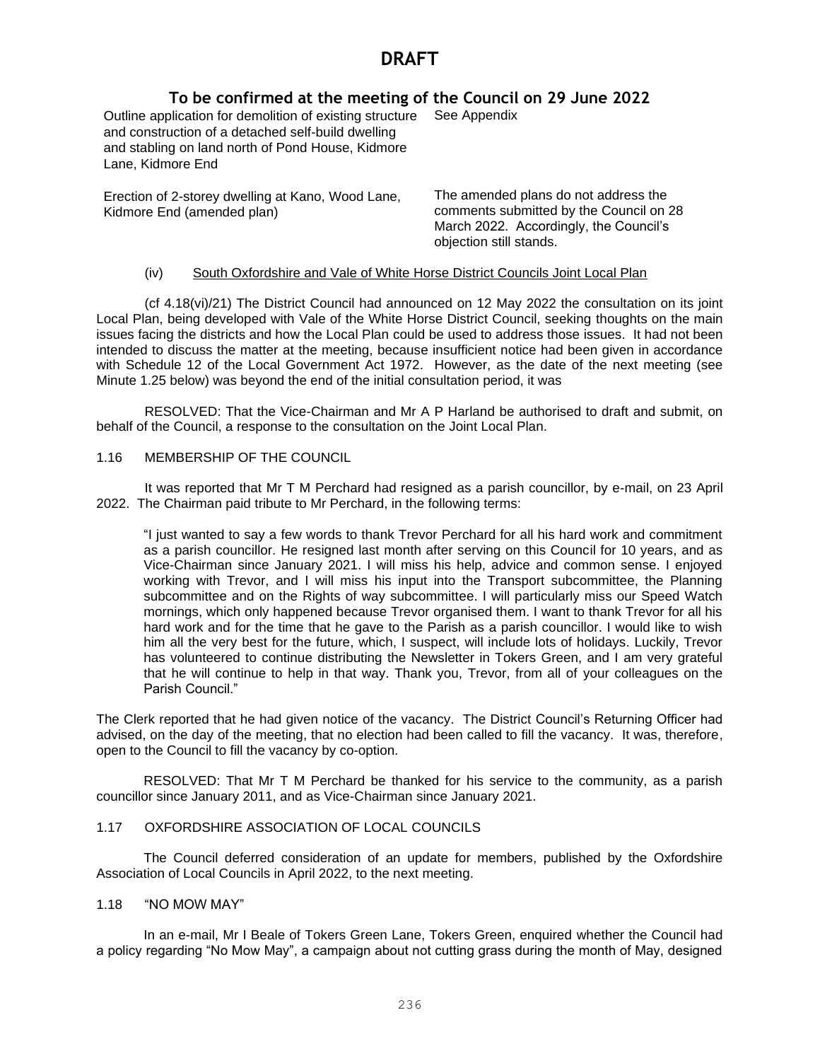# DRAFT

## To be confirmed at the meeting of the Council on 29 June 2022

| | |
|---|---|
| Outline application for demolition of existing structure and construction of a detached self-build dwelling and stabling on land north of Pond House, Kidmore Lane, Kidmore End | See Appendix |
| Erection of 2-storey dwelling at Kano, Wood Lane, Kidmore End (amended plan) | The amended plans do not address the comments submitted by the Council on 28 March 2022. Accordingly, the Council's objection still stands. |

(iv) South Oxfordshire and Vale of White Horse District Councils Joint Local Plan

(cf 4.18(vi)/21) The District Council had announced on 12 May 2022 the consultation on its joint Local Plan, being developed with Vale of the White Horse District Council, seeking thoughts on the main issues facing the districts and how the Local Plan could be used to address those issues. It had not been intended to discuss the matter at the meeting, because insufficient notice had been given in accordance with Schedule 12 of the Local Government Act 1972. However, as the date of the next meeting (see Minute 1.25 below) was beyond the end of the initial consultation period, it was

RESOLVED: That the Vice-Chairman and Mr A P Harland be authorised to draft and submit, on behalf of the Council, a response to the consultation on the Joint Local Plan.

1.16 MEMBERSHIP OF THE COUNCIL

It was reported that Mr T M Perchard had resigned as a parish councillor, by e-mail, on 23 April 2022. The Chairman paid tribute to Mr Perchard, in the following terms:

> "I just wanted to say a few words to thank Trevor Perchard for all his hard work and commitment as a parish councillor. He resigned last month after serving on this Council for 10 years, and as Vice-Chairman since January 2021. I will miss his help, advice and common sense. I enjoyed working with Trevor, and I will miss his input into the Transport subcommittee, the Planning subcommittee and on the Rights of way subcommittee. I will particularly miss our Speed Watch mornings, which only happened because Trevor organised them. I want to thank Trevor for all his hard work and for the time that he gave to the Parish as a parish councillor. I would like to wish him all the very best for the future, which, I suspect, will include lots of holidays. Luckily, Trevor has volunteered to continue distributing the Newsletter in Tokers Green, and I am very grateful that he will continue to help in that way. Thank you, Trevor, from all of your colleagues on the Parish Council."

The Clerk reported that he had given notice of the vacancy. The District Council's Returning Officer had advised, on the day of the meeting, that no election had been called to fill the vacancy. It was, therefore, open to the Council to fill the vacancy by co-option.

RESOLVED: That Mr T M Perchard be thanked for his service to the community, as a parish councillor since January 2011, and as Vice-Chairman since January 2021.

1.17 OXFORDSHIRE ASSOCIATION OF LOCAL COUNCILS

The Council deferred consideration of an update for members, published by the Oxfordshire Association of Local Councils in April 2022, to the next meeting.

1.18 "NO MOW MAY"

In an e-mail, Mr I Beale of Tokers Green Lane, Tokers Green, enquired whether the Council had a policy regarding "No Mow May", a campaign about not cutting grass during the month of May, designed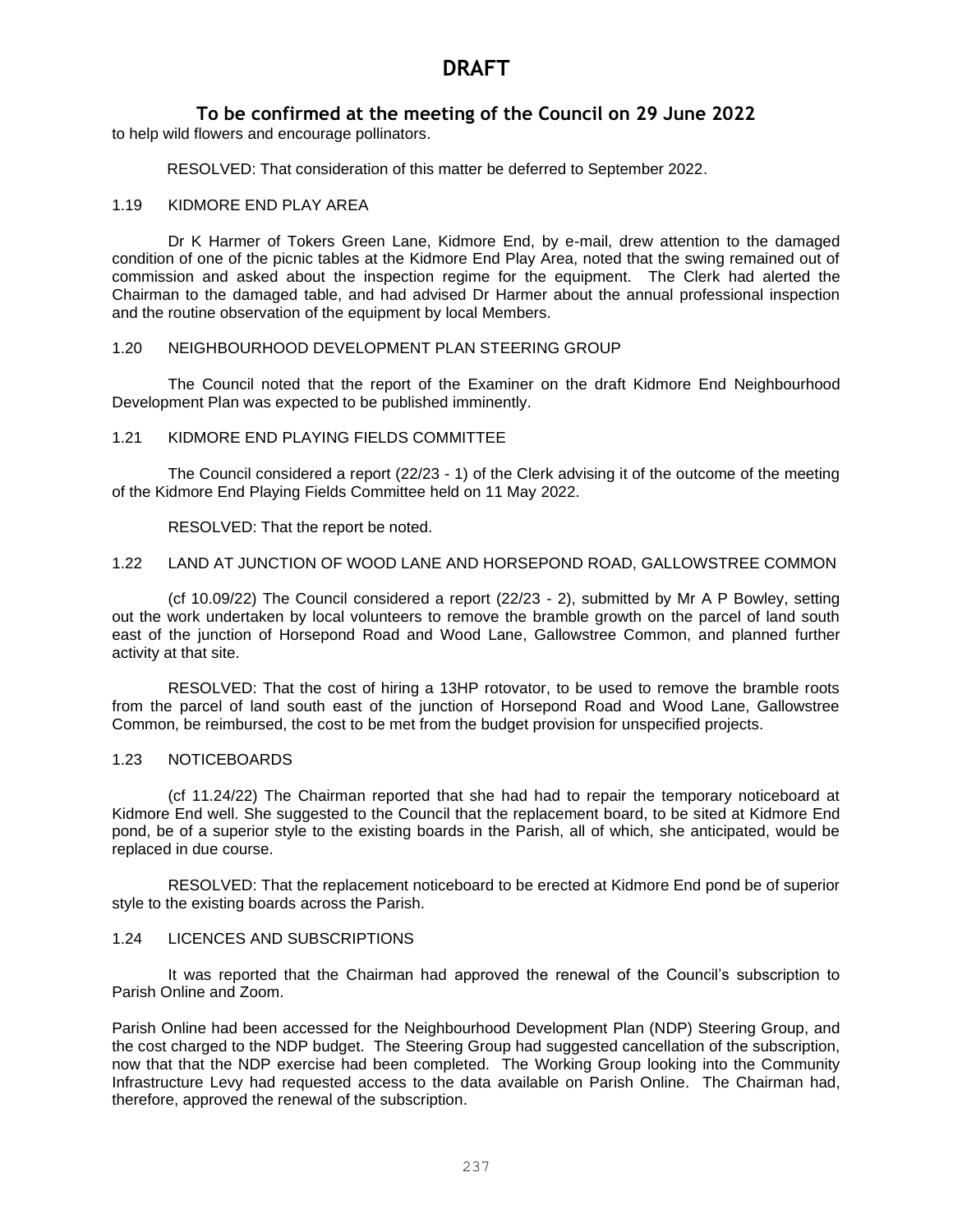# DRAFT

## To be confirmed at the meeting of the Council on 29 June 2022

to help wild flowers and encourage pollinators.

RESOLVED: That consideration of this matter be deferred to September 2022.

1.19 KIDMORE END PLAY AREA

Dr K Harmer of Tokers Green Lane, Kidmore End, by e-mail, drew attention to the damaged condition of one of the picnic tables at the Kidmore End Play Area, noted that the swing remained out of commission and asked about the inspection regime for the equipment. The Clerk had alerted the Chairman to the damaged table, and had advised Dr Harmer about the annual professional inspection and the routine observation of the equipment by local Members.

1.20 NEIGHBOURHOOD DEVELOPMENT PLAN STEERING GROUP

The Council noted that the report of the Examiner on the draft Kidmore End Neighbourhood Development Plan was expected to be published imminently.

1.21 KIDMORE END PLAYING FIELDS COMMITTEE

The Council considered a report (22/23 - 1) of the Clerk advising it of the outcome of the meeting of the Kidmore End Playing Fields Committee held on 11 May 2022.

RESOLVED: That the report be noted.

1.22 LAND AT JUNCTION OF WOOD LANE AND HORSEPOND ROAD, GALLOWSTREE COMMON

(cf 10.09/22) The Council considered a report (22/23 - 2), submitted by Mr A P Bowley, setting out the work undertaken by local volunteers to remove the bramble growth on the parcel of land south east of the junction of Horsepond Road and Wood Lane, Gallowstree Common, and planned further activity at that site.

RESOLVED: That the cost of hiring a 13HP rotovator, to be used to remove the bramble roots from the parcel of land south east of the junction of Horsepond Road and Wood Lane, Gallowstree Common, be reimbursed, the cost to be met from the budget provision for unspecified projects.

1.23 NOTICEBOARDS

(cf 11.24/22) The Chairman reported that she had had to repair the temporary noticeboard at Kidmore End well. She suggested to the Council that the replacement board, to be sited at Kidmore End pond, be of a superior style to the existing boards in the Parish, all of which, she anticipated, would be replaced in due course.

RESOLVED: That the replacement noticeboard to be erected at Kidmore End pond be of superior style to the existing boards across the Parish.

1.24 LICENCES AND SUBSCRIPTIONS

It was reported that the Chairman had approved the renewal of the Council's subscription to Parish Online and Zoom.

Parish Online had been accessed for the Neighbourhood Development Plan (NDP) Steering Group, and the cost charged to the NDP budget. The Steering Group had suggested cancellation of the subscription, now that that the NDP exercise had been completed. The Working Group looking into the Community Infrastructure Levy had requested access to the data available on Parish Online. The Chairman had, therefore, approved the renewal of the subscription.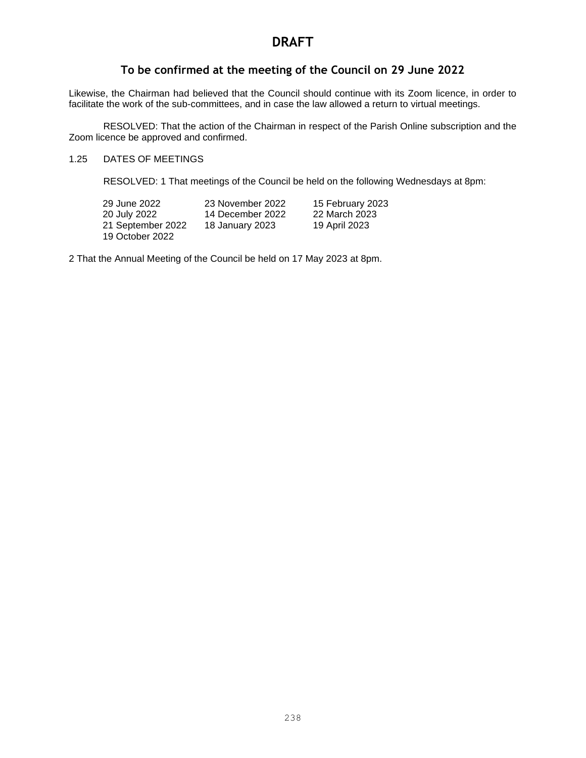# DRAFT

## To be confirmed at the meeting of the Council on 29 June 2022

Likewise, the Chairman had believed that the Council should continue with its Zoom licence, in order to facilitate the work of the sub-committees, and in case the law allowed a return to virtual meetings.

RESOLVED: That the action of the Chairman in respect of the Parish Online subscription and the Zoom licence be approved and confirmed.

1.25 DATES OF MEETINGS

RESOLVED: 1 That meetings of the Council be held on the following Wednesdays at 8pm:

| | | |
|---|---|---|
| 29 June 2022 | 23 November 2022 | 15 February 2023 |
| 20 July 2022 | 14 December 2022 | 22 March 2023 |
| 21 September 2022 | 18 January 2023 | 19 April 2023 |
| 19 October 2022 | | |

2 That the Annual Meeting of the Council be held on 17 May 2023 at 8pm.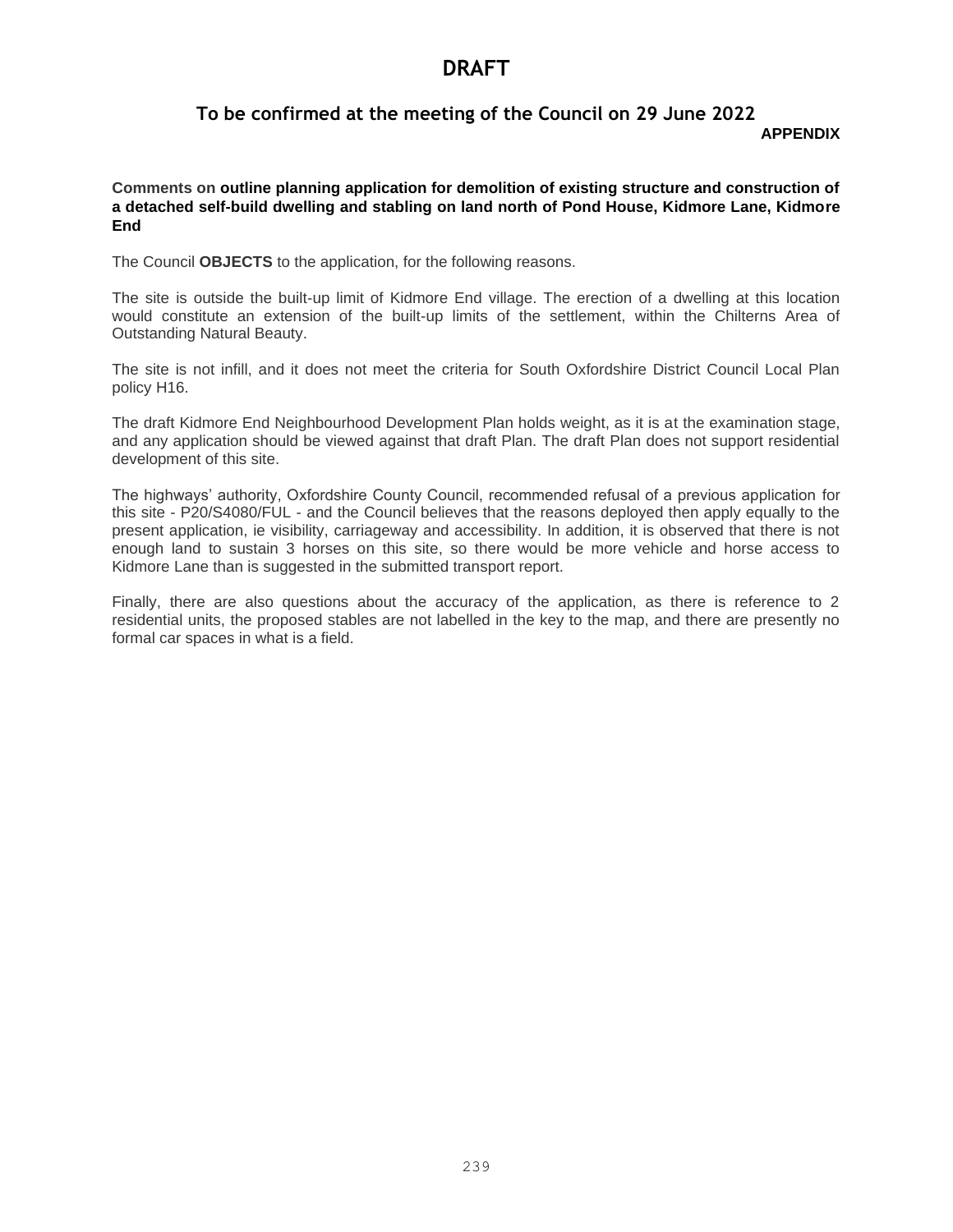# DRAFT

## To be confirmed at the meeting of the Council on 29 June 2022

**APPENDIX**

Comments on **outline planning application for demolition of existing structure and construction of a detached self-build dwelling and stabling on land north of Pond House, Kidmore Lane, Kidmore End**

The Council **OBJECTS** to the application, for the following reasons.

The site is outside the built-up limit of Kidmore End village. The erection of a dwelling at this location would constitute an extension of the built-up limits of the settlement, within the Chilterns Area of Outstanding Natural Beauty.

The site is not infill, and it does not meet the criteria for South Oxfordshire District Council Local Plan policy H16.

The draft Kidmore End Neighbourhood Development Plan holds weight, as it is at the examination stage, and any application should be viewed against that draft Plan. The draft Plan does not support residential development of this site.

The highways' authority, Oxfordshire County Council, recommended refusal of a previous application for this site - P20/S4080/FUL - and the Council believes that the reasons deployed then apply equally to the present application, ie visibility, carriageway and accessibility. In addition, it is observed that there is not enough land to sustain 3 horses on this site, so there would be more vehicle and horse access to Kidmore Lane than is suggested in the submitted transport report.

Finally, there are also questions about the accuracy of the application, as there is reference to 2 residential units, the proposed stables are not labelled in the key to the map, and there are presently no formal car spaces in what is a field.